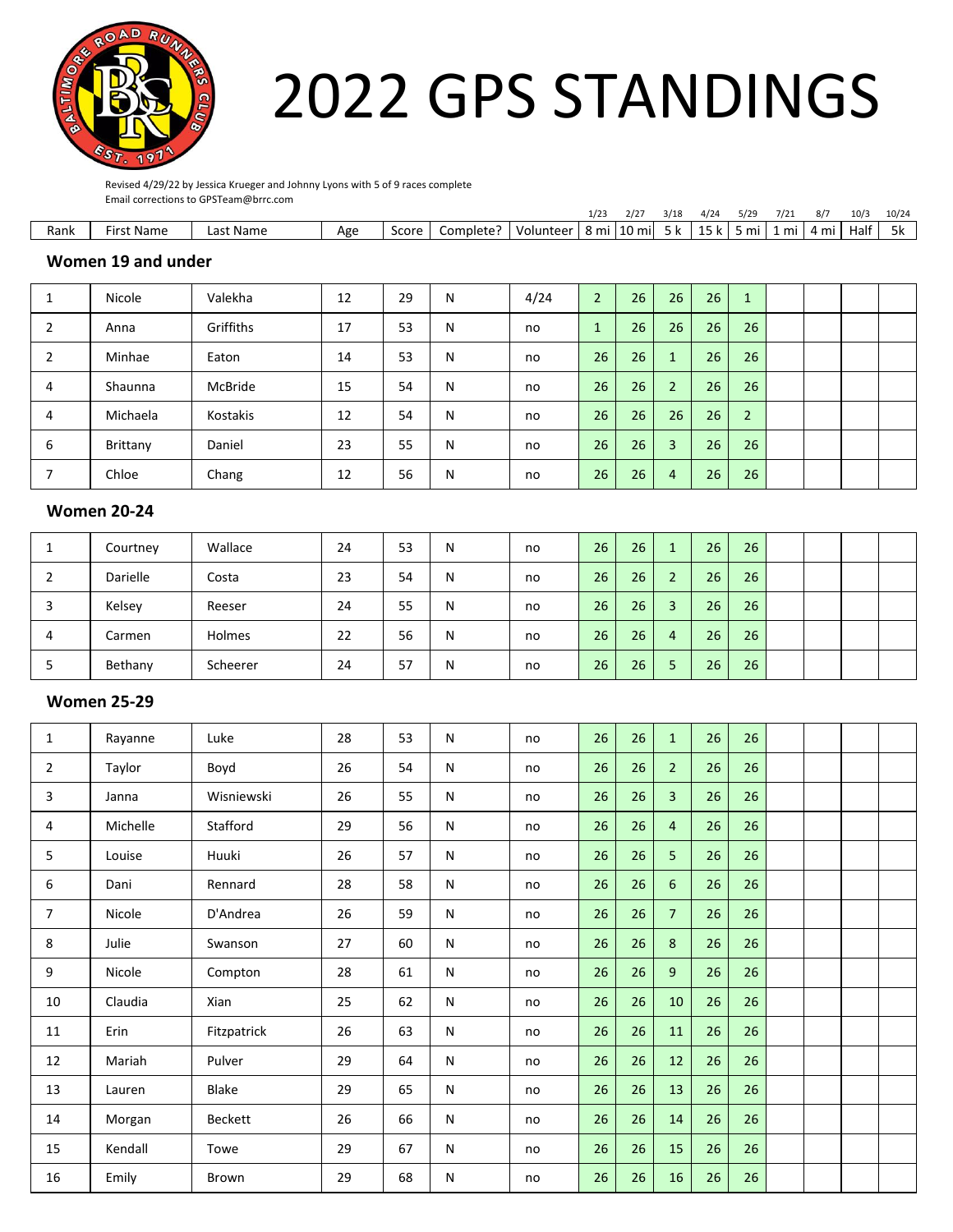# 2022 GPS STANDINGS

Revised 4/29/22 by Jessica Krueger and Johnny Lyons with 5 of 9 races complete
Email corrections to GPSTeam@brrc.com

| Rank | First Name | Last Name | Age | Score | Complete? | Volunteer | 1/23 8 mi | 2/27 10 mi | 3/18 5 k | 4/24 15 k | 5/29 5 mi | 7/21 1 mi | 8/7 4 mi | 10/3 Half | 10/24 5k |
|---|---|---|---|---|---|---|---|---|---|---|---|---|---|---|---|

## Women 19 and under

| Rank | First Name | Last Name | Age | Score | Complete? | Volunteer | 1/23 8 mi | 2/27 10 mi | 3/18 5 k | 4/24 15 k | 5/29 5 mi | 7/21 1 mi | 8/7 4 mi | 10/3 Half | 10/24 5k |
|---|---|---|---|---|---|---|---|---|---|---|---|---|---|---|---|
| 1 | Nicole | Valekha | 12 | 29 | N | 4/24 | 2 | 26 | 26 | 26 | 1 | | | | |
| 2 | Anna | Griffiths | 17 | 53 | N | no | 1 | 26 | 26 | 26 | 26 | | | | |
| 2 | Minhae | Eaton | 14 | 53 | N | no | 26 | 26 | 1 | 26 | 26 | | | | |
| 4 | Shaunna | McBride | 15 | 54 | N | no | 26 | 26 | 2 | 26 | 26 | | | | |
| 4 | Michaela | Kostakis | 12 | 54 | N | no | 26 | 26 | 26 | 26 | 2 | | | | |
| 6 | Brittany | Daniel | 23 | 55 | N | no | 26 | 26 | 3 | 26 | 26 | | | | |
| 7 | Chloe | Chang | 12 | 56 | N | no | 26 | 26 | 4 | 26 | 26 | | | | |

## Women 20-24

| Rank | First Name | Last Name | Age | Score | Complete? | Volunteer | 1/23 8 mi | 2/27 10 mi | 3/18 5 k | 4/24 15 k | 5/29 5 mi | 7/21 1 mi | 8/7 4 mi | 10/3 Half | 10/24 5k |
|---|---|---|---|---|---|---|---|---|---|---|---|---|---|---|---|
| 1 | Courtney | Wallace | 24 | 53 | N | no | 26 | 26 | 1 | 26 | 26 | | | | |
| 2 | Darielle | Costa | 23 | 54 | N | no | 26 | 26 | 2 | 26 | 26 | | | | |
| 3 | Kelsey | Reeser | 24 | 55 | N | no | 26 | 26 | 3 | 26 | 26 | | | | |
| 4 | Carmen | Holmes | 22 | 56 | N | no | 26 | 26 | 4 | 26 | 26 | | | | |
| 5 | Bethany | Scheerer | 24 | 57 | N | no | 26 | 26 | 5 | 26 | 26 | | | | |

## Women 25-29

| Rank | First Name | Last Name | Age | Score | Complete? | Volunteer | 1/23 8 mi | 2/27 10 mi | 3/18 5 k | 4/24 15 k | 5/29 5 mi | 7/21 1 mi | 8/7 4 mi | 10/3 Half | 10/24 5k |
|---|---|---|---|---|---|---|---|---|---|---|---|---|---|---|---|
| 1 | Rayanne | Luke | 28 | 53 | N | no | 26 | 26 | 1 | 26 | 26 | | | | |
| 2 | Taylor | Boyd | 26 | 54 | N | no | 26 | 26 | 2 | 26 | 26 | | | | |
| 3 | Janna | Wisniewski | 26 | 55 | N | no | 26 | 26 | 3 | 26 | 26 | | | | |
| 4 | Michelle | Stafford | 29 | 56 | N | no | 26 | 26 | 4 | 26 | 26 | | | | |
| 5 | Louise | Huuki | 26 | 57 | N | no | 26 | 26 | 5 | 26 | 26 | | | | |
| 6 | Dani | Rennard | 28 | 58 | N | no | 26 | 26 | 6 | 26 | 26 | | | | |
| 7 | Nicole | D'Andrea | 26 | 59 | N | no | 26 | 26 | 7 | 26 | 26 | | | | |
| 8 | Julie | Swanson | 27 | 60 | N | no | 26 | 26 | 8 | 26 | 26 | | | | |
| 9 | Nicole | Compton | 28 | 61 | N | no | 26 | 26 | 9 | 26 | 26 | | | | |
| 10 | Claudia | Xian | 25 | 62 | N | no | 26 | 26 | 10 | 26 | 26 | | | | |
| 11 | Erin | Fitzpatrick | 26 | 63 | N | no | 26 | 26 | 11 | 26 | 26 | | | | |
| 12 | Mariah | Pulver | 29 | 64 | N | no | 26 | 26 | 12 | 26 | 26 | | | | |
| 13 | Lauren | Blake | 29 | 65 | N | no | 26 | 26 | 13 | 26 | 26 | | | | |
| 14 | Morgan | Beckett | 26 | 66 | N | no | 26 | 26 | 14 | 26 | 26 | | | | |
| 15 | Kendall | Towe | 29 | 67 | N | no | 26 | 26 | 15 | 26 | 26 | | | | |
| 16 | Emily | Brown | 29 | 68 | N | no | 26 | 26 | 16 | 26 | 26 | | | | |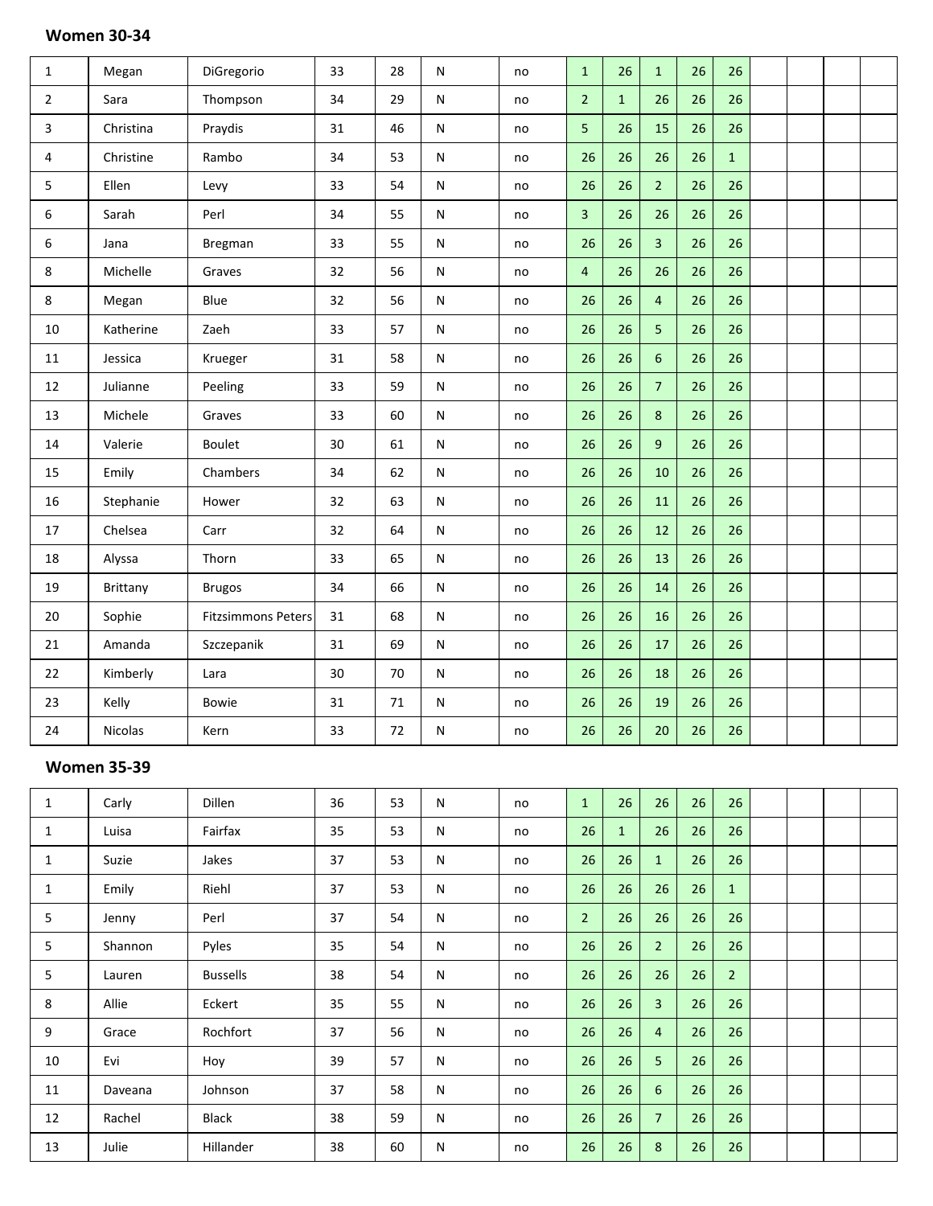**Women 30-34**

| | | | | | | | | | | | | | | | |
|---|---|---|---|---|---|---|---|---|---|---|---|---|---|---|---|
| 1 | Megan | DiGregorio | 33 | 28 | N | no | 1 | 26 | 1 | 26 | 26 | | | | |
| 2 | Sara | Thompson | 34 | 29 | N | no | 2 | 1 | 26 | 26 | 26 | | | | |
| 3 | Christina | Praydis | 31 | 46 | N | no | 5 | 26 | 15 | 26 | 26 | | | | |
| 4 | Christine | Rambo | 34 | 53 | N | no | 26 | 26 | 26 | 26 | 1 | | | | |
| 5 | Ellen | Levy | 33 | 54 | N | no | 26 | 26 | 2 | 26 | 26 | | | | |
| 6 | Sarah | Perl | 34 | 55 | N | no | 3 | 26 | 26 | 26 | 26 | | | | |
| 6 | Jana | Bregman | 33 | 55 | N | no | 26 | 26 | 3 | 26 | 26 | | | | |
| 8 | Michelle | Graves | 32 | 56 | N | no | 4 | 26 | 26 | 26 | 26 | | | | |
| 8 | Megan | Blue | 32 | 56 | N | no | 26 | 26 | 4 | 26 | 26 | | | | |
| 10 | Katherine | Zaeh | 33 | 57 | N | no | 26 | 26 | 5 | 26 | 26 | | | | |
| 11 | Jessica | Krueger | 31 | 58 | N | no | 26 | 26 | 6 | 26 | 26 | | | | |
| 12 | Julianne | Peeling | 33 | 59 | N | no | 26 | 26 | 7 | 26 | 26 | | | | |
| 13 | Michele | Graves | 33 | 60 | N | no | 26 | 26 | 8 | 26 | 26 | | | | |
| 14 | Valerie | Boulet | 30 | 61 | N | no | 26 | 26 | 9 | 26 | 26 | | | | |
| 15 | Emily | Chambers | 34 | 62 | N | no | 26 | 26 | 10 | 26 | 26 | | | | |
| 16 | Stephanie | Hower | 32 | 63 | N | no | 26 | 26 | 11 | 26 | 26 | | | | |
| 17 | Chelsea | Carr | 32 | 64 | N | no | 26 | 26 | 12 | 26 | 26 | | | | |
| 18 | Alyssa | Thorn | 33 | 65 | N | no | 26 | 26 | 13 | 26 | 26 | | | | |
| 19 | Brittany | Brugos | 34 | 66 | N | no | 26 | 26 | 14 | 26 | 26 | | | | |
| 20 | Sophie | Fitzsimmons Peters | 31 | 68 | N | no | 26 | 26 | 16 | 26 | 26 | | | | |
| 21 | Amanda | Szczepanik | 31 | 69 | N | no | 26 | 26 | 17 | 26 | 26 | | | | |
| 22 | Kimberly | Lara | 30 | 70 | N | no | 26 | 26 | 18 | 26 | 26 | | | | |
| 23 | Kelly | Bowie | 31 | 71 | N | no | 26 | 26 | 19 | 26 | 26 | | | | |
| 24 | Nicolas | Kern | 33 | 72 | N | no | 26 | 26 | 20 | 26 | 26 | | | | |

**Women 35-39**

| | | | | | | | | | | | | | | | |
|---|---|---|---|---|---|---|---|---|---|---|---|---|---|---|---|
| 1 | Carly | Dillen | 36 | 53 | N | no | 1 | 26 | 26 | 26 | 26 | | | | |
| 1 | Luisa | Fairfax | 35 | 53 | N | no | 26 | 1 | 26 | 26 | 26 | | | | |
| 1 | Suzie | Jakes | 37 | 53 | N | no | 26 | 26 | 1 | 26 | 26 | | | | |
| 1 | Emily | Riehl | 37 | 53 | N | no | 26 | 26 | 26 | 26 | 1 | | | | |
| 5 | Jenny | Perl | 37 | 54 | N | no | 2 | 26 | 26 | 26 | 26 | | | | |
| 5 | Shannon | Pyles | 35 | 54 | N | no | 26 | 26 | 2 | 26 | 26 | | | | |
| 5 | Lauren | Bussells | 38 | 54 | N | no | 26 | 26 | 26 | 26 | 2 | | | | |
| 8 | Allie | Eckert | 35 | 55 | N | no | 26 | 26 | 3 | 26 | 26 | | | | |
| 9 | Grace | Rochfort | 37 | 56 | N | no | 26 | 26 | 4 | 26 | 26 | | | | |
| 10 | Evi | Hoy | 39 | 57 | N | no | 26 | 26 | 5 | 26 | 26 | | | | |
| 11 | Daveana | Johnson | 37 | 58 | N | no | 26 | 26 | 6 | 26 | 26 | | | | |
| 12 | Rachel | Black | 38 | 59 | N | no | 26 | 26 | 7 | 26 | 26 | | | | |
| 13 | Julie | Hillander | 38 | 60 | N | no | 26 | 26 | 8 | 26 | 26 | | | | |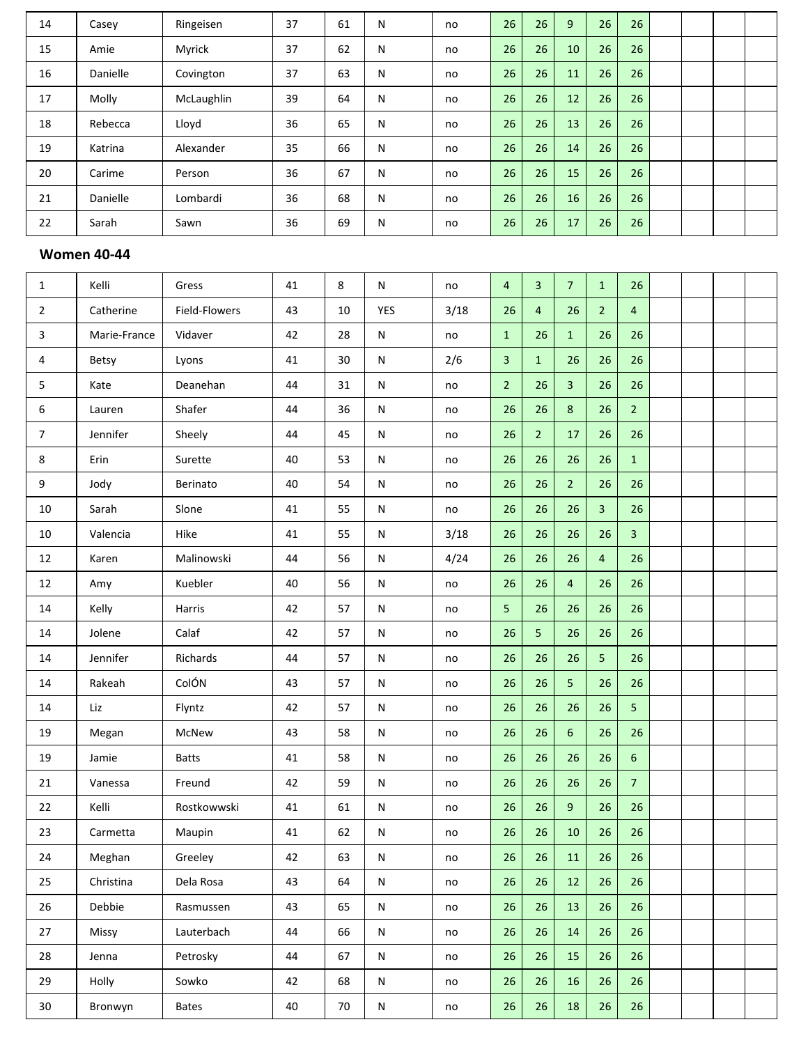| | | | | | | | | | | | | | | | |
|---|---|---|---|---|---|---|---|---|---|---|---|---|---|---|---|
| 14 | Casey | Ringeisen | 37 | 61 | N | no | 26 | 26 | 9 | 26 | 26 | | | | |
| 15 | Amie | Myrick | 37 | 62 | N | no | 26 | 26 | 10 | 26 | 26 | | | | |
| 16 | Danielle | Covington | 37 | 63 | N | no | 26 | 26 | 11 | 26 | 26 | | | | |
| 17 | Molly | McLaughlin | 39 | 64 | N | no | 26 | 26 | 12 | 26 | 26 | | | | |
| 18 | Rebecca | Lloyd | 36 | 65 | N | no | 26 | 26 | 13 | 26 | 26 | | | | |
| 19 | Katrina | Alexander | 35 | 66 | N | no | 26 | 26 | 14 | 26 | 26 | | | | |
| 20 | Carime | Person | 36 | 67 | N | no | 26 | 26 | 15 | 26 | 26 | | | | |
| 21 | Danielle | Lombardi | 36 | 68 | N | no | 26 | 26 | 16 | 26 | 26 | | | | |
| 22 | Sarah | Sawn | 36 | 69 | N | no | 26 | 26 | 17 | 26 | 26 | | | | |

**Women 40-44**

| | | | | | | | | | | | | | | | |
|---|---|---|---|---|---|---|---|---|---|---|---|---|---|---|---|
| 1 | Kelli | Gress | 41 | 8 | N | no | 4 | 3 | 7 | 1 | 26 | | | | |
| 2 | Catherine | Field-Flowers | 43 | 10 | YES | 3/18 | 26 | 4 | 26 | 2 | 4 | | | | |
| 3 | Marie-France | Vidaver | 42 | 28 | N | no | 1 | 26 | 1 | 26 | 26 | | | | |
| 4 | Betsy | Lyons | 41 | 30 | N | 2/6 | 3 | 1 | 26 | 26 | 26 | | | | |
| 5 | Kate | Deanehan | 44 | 31 | N | no | 2 | 26 | 3 | 26 | 26 | | | | |
| 6 | Lauren | Shafer | 44 | 36 | N | no | 26 | 26 | 8 | 26 | 2 | | | | |
| 7 | Jennifer | Sheely | 44 | 45 | N | no | 26 | 2 | 17 | 26 | 26 | | | | |
| 8 | Erin | Surette | 40 | 53 | N | no | 26 | 26 | 26 | 26 | 1 | | | | |
| 9 | Jody | Berinato | 40 | 54 | N | no | 26 | 26 | 2 | 26 | 26 | | | | |
| 10 | Sarah | Slone | 41 | 55 | N | no | 26 | 26 | 26 | 3 | 26 | | | | |
| 10 | Valencia | Hike | 41 | 55 | N | 3/18 | 26 | 26 | 26 | 26 | 3 | | | | |
| 12 | Karen | Malinowski | 44 | 56 | N | 4/24 | 26 | 26 | 26 | 4 | 26 | | | | |
| 12 | Amy | Kuebler | 40 | 56 | N | no | 26 | 26 | 4 | 26 | 26 | | | | |
| 14 | Kelly | Harris | 42 | 57 | N | no | 5 | 26 | 26 | 26 | 26 | | | | |
| 14 | Jolene | Calaf | 42 | 57 | N | no | 26 | 5 | 26 | 26 | 26 | | | | |
| 14 | Jennifer | Richards | 44 | 57 | N | no | 26 | 26 | 26 | 5 | 26 | | | | |
| 14 | Rakeah | ColÓN | 43 | 57 | N | no | 26 | 26 | 5 | 26 | 26 | | | | |
| 14 | Liz | Flyntz | 42 | 57 | N | no | 26 | 26 | 26 | 26 | 5 | | | | |
| 19 | Megan | McNew | 43 | 58 | N | no | 26 | 26 | 6 | 26 | 26 | | | | |
| 19 | Jamie | Batts | 41 | 58 | N | no | 26 | 26 | 26 | 26 | 6 | | | | |
| 21 | Vanessa | Freund | 42 | 59 | N | no | 26 | 26 | 26 | 26 | 7 | | | | |
| 22 | Kelli | Rostkowwski | 41 | 61 | N | no | 26 | 26 | 9 | 26 | 26 | | | | |
| 23 | Carmetta | Maupin | 41 | 62 | N | no | 26 | 26 | 10 | 26 | 26 | | | | |
| 24 | Meghan | Greeley | 42 | 63 | N | no | 26 | 26 | 11 | 26 | 26 | | | | |
| 25 | Christina | Dela Rosa | 43 | 64 | N | no | 26 | 26 | 12 | 26 | 26 | | | | |
| 26 | Debbie | Rasmussen | 43 | 65 | N | no | 26 | 26 | 13 | 26 | 26 | | | | |
| 27 | Missy | Lauterbach | 44 | 66 | N | no | 26 | 26 | 14 | 26 | 26 | | | | |
| 28 | Jenna | Petrosky | 44 | 67 | N | no | 26 | 26 | 15 | 26 | 26 | | | | |
| 29 | Holly | Sowko | 42 | 68 | N | no | 26 | 26 | 16 | 26 | 26 | | | | |
| 30 | Bronwyn | Bates | 40 | 70 | N | no | 26 | 26 | 18 | 26 | 26 | | | | |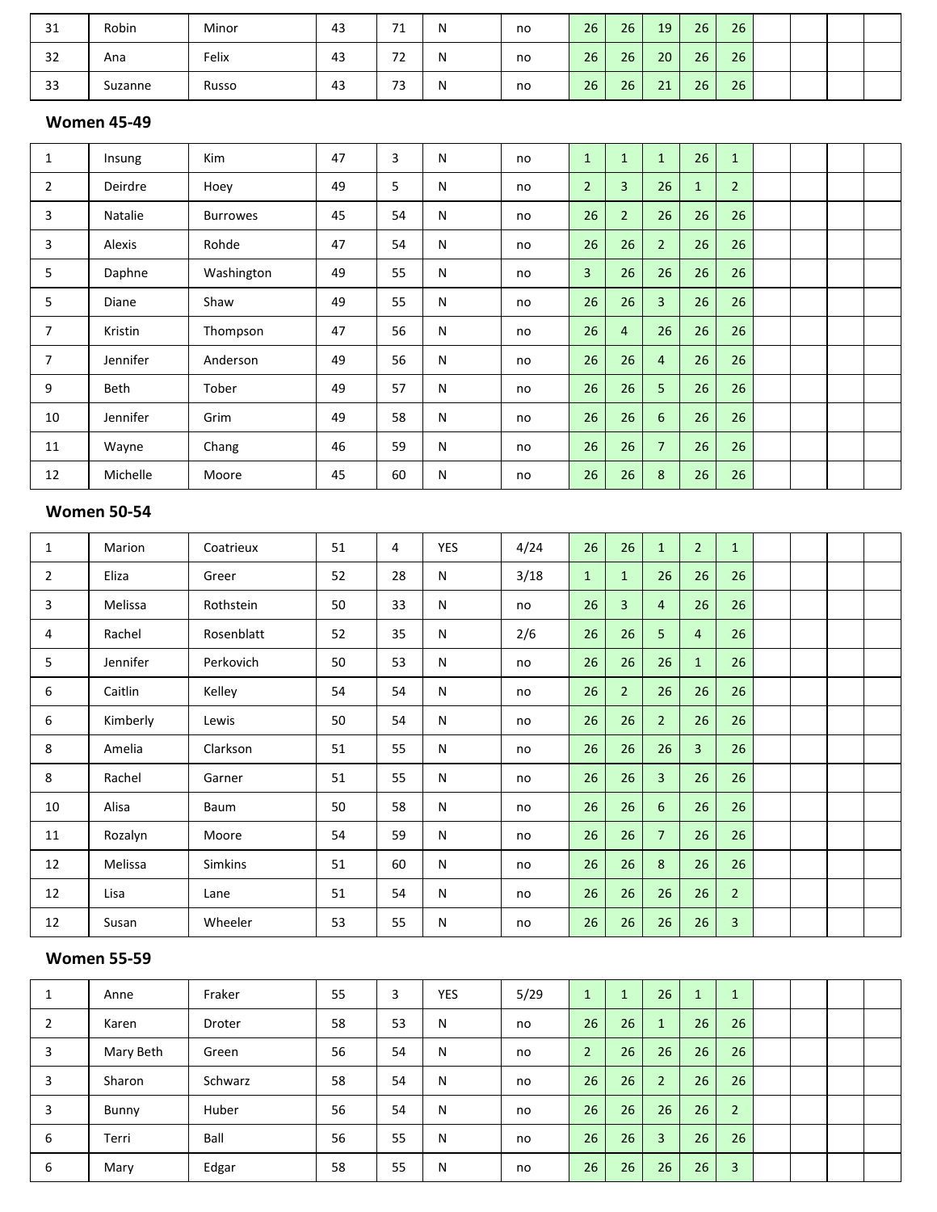| | | | | | | | | | | | | | | | |
|---|---|---|---|---|---|---|---|---|---|---|---|---|---|---|---|
| 31 | Robin | Minor | 43 | 71 | N | no | 26 | 26 | 19 | 26 | 26 | | | | |
| 32 | Ana | Felix | 43 | 72 | N | no | 26 | 26 | 20 | 26 | 26 | | | | |
| 33 | Suzanne | Russo | 43 | 73 | N | no | 26 | 26 | 21 | 26 | 26 | | | | |

**Women 45-49**

| | | | | | | | | | | | | | | | |
|---|---|---|---|---|---|---|---|---|---|---|---|---|---|---|---|
| 1 | Insung | Kim | 47 | 3 | N | no | 1 | 1 | 1 | 26 | 1 | | | | |
| 2 | Deirdre | Hoey | 49 | 5 | N | no | 2 | 3 | 26 | 1 | 2 | | | | |
| 3 | Natalie | Burrowes | 45 | 54 | N | no | 26 | 2 | 26 | 26 | 26 | | | | |
| 3 | Alexis | Rohde | 47 | 54 | N | no | 26 | 26 | 2 | 26 | 26 | | | | |
| 5 | Daphne | Washington | 49 | 55 | N | no | 3 | 26 | 26 | 26 | 26 | | | | |
| 5 | Diane | Shaw | 49 | 55 | N | no | 26 | 26 | 3 | 26 | 26 | | | | |
| 7 | Kristin | Thompson | 47 | 56 | N | no | 26 | 4 | 26 | 26 | 26 | | | | |
| 7 | Jennifer | Anderson | 49 | 56 | N | no | 26 | 26 | 4 | 26 | 26 | | | | |
| 9 | Beth | Tober | 49 | 57 | N | no | 26 | 26 | 5 | 26 | 26 | | | | |
| 10 | Jennifer | Grim | 49 | 58 | N | no | 26 | 26 | 6 | 26 | 26 | | | | |
| 11 | Wayne | Chang | 46 | 59 | N | no | 26 | 26 | 7 | 26 | 26 | | | | |
| 12 | Michelle | Moore | 45 | 60 | N | no | 26 | 26 | 8 | 26 | 26 | | | | |

**Women 50-54**

| | | | | | | | | | | | | | | | |
|---|---|---|---|---|---|---|---|---|---|---|---|---|---|---|---|
| 1 | Marion | Coatrieux | 51 | 4 | YES | 4/24 | 26 | 26 | 1 | 2 | 1 | | | | |
| 2 | Eliza | Greer | 52 | 28 | N | 3/18 | 1 | 1 | 26 | 26 | 26 | | | | |
| 3 | Melissa | Rothstein | 50 | 33 | N | no | 26 | 3 | 4 | 26 | 26 | | | | |
| 4 | Rachel | Rosenblatt | 52 | 35 | N | 2/6 | 26 | 26 | 5 | 4 | 26 | | | | |
| 5 | Jennifer | Perkovich | 50 | 53 | N | no | 26 | 26 | 26 | 1 | 26 | | | | |
| 6 | Caitlin | Kelley | 54 | 54 | N | no | 26 | 2 | 26 | 26 | 26 | | | | |
| 6 | Kimberly | Lewis | 50 | 54 | N | no | 26 | 26 | 2 | 26 | 26 | | | | |
| 8 | Amelia | Clarkson | 51 | 55 | N | no | 26 | 26 | 26 | 3 | 26 | | | | |
| 8 | Rachel | Garner | 51 | 55 | N | no | 26 | 26 | 3 | 26 | 26 | | | | |
| 10 | Alisa | Baum | 50 | 58 | N | no | 26 | 26 | 6 | 26 | 26 | | | | |
| 11 | Rozalyn | Moore | 54 | 59 | N | no | 26 | 26 | 7 | 26 | 26 | | | | |
| 12 | Melissa | Simkins | 51 | 60 | N | no | 26 | 26 | 8 | 26 | 26 | | | | |
| 12 | Lisa | Lane | 51 | 54 | N | no | 26 | 26 | 26 | 26 | 2 | | | | |
| 12 | Susan | Wheeler | 53 | 55 | N | no | 26 | 26 | 26 | 26 | 3 | | | | |

**Women 55-59**

| | | | | | | | | | | | | | | | |
|---|---|---|---|---|---|---|---|---|---|---|---|---|---|---|---|
| 1 | Anne | Fraker | 55 | 3 | YES | 5/29 | 1 | 1 | 26 | 1 | 1 | | | | |
| 2 | Karen | Droter | 58 | 53 | N | no | 26 | 26 | 1 | 26 | 26 | | | | |
| 3 | Mary Beth | Green | 56 | 54 | N | no | 2 | 26 | 26 | 26 | 26 | | | | |
| 3 | Sharon | Schwarz | 58 | 54 | N | no | 26 | 26 | 2 | 26 | 26 | | | | |
| 3 | Bunny | Huber | 56 | 54 | N | no | 26 | 26 | 26 | 26 | 2 | | | | |
| 6 | Terri | Ball | 56 | 55 | N | no | 26 | 26 | 3 | 26 | 26 | | | | |
| 6 | Mary | Edgar | 58 | 55 | N | no | 26 | 26 | 26 | 26 | 3 | | | | |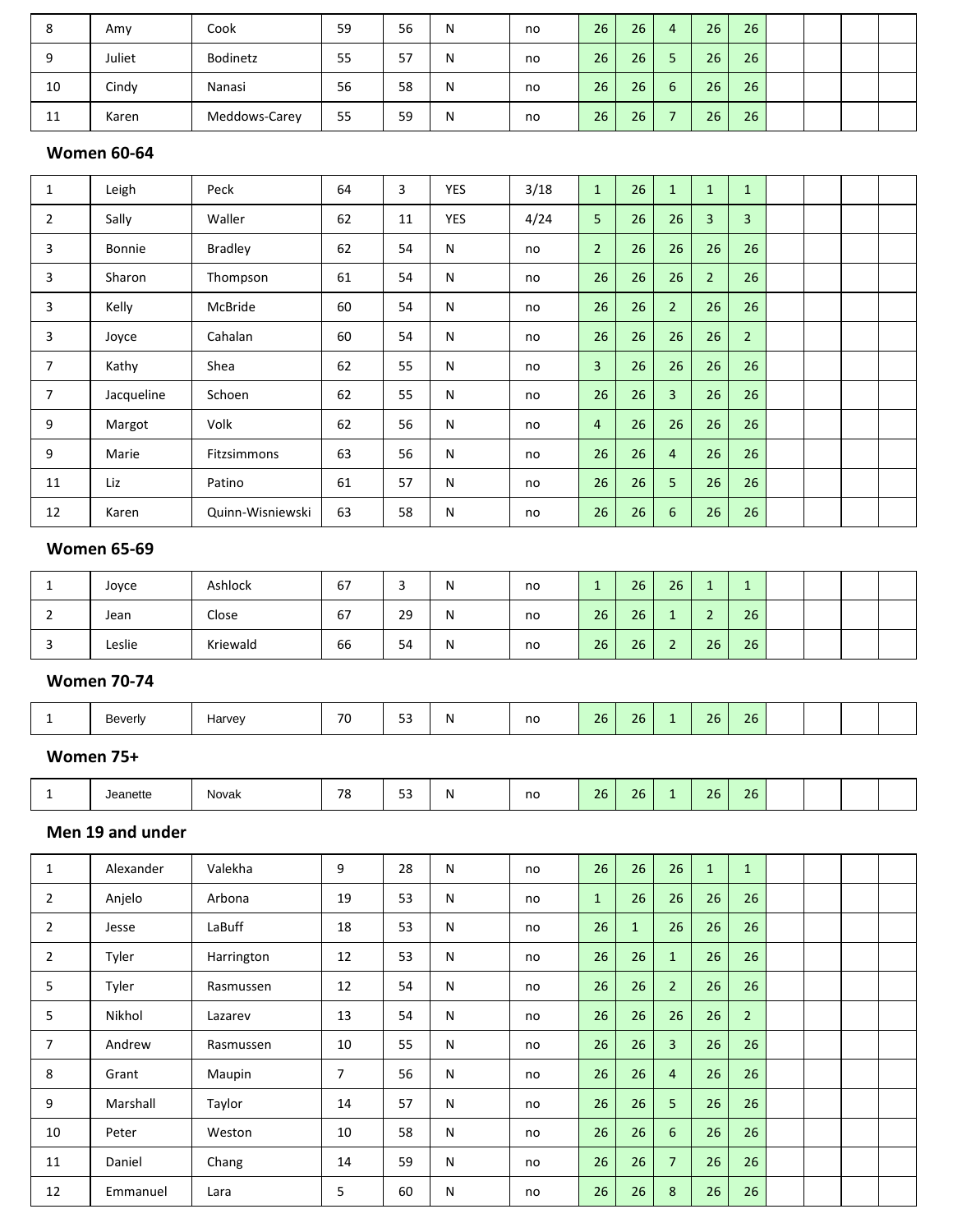| | | | | | | | | | | | | | | | |
|---|---|---|---|---|---|---|---|---|---|---|---|---|---|---|---|
| 8 | Amy | Cook | 59 | 56 | N | no | 26 | 26 | 4 | 26 | 26 | | | | |
| 9 | Juliet | Bodinetz | 55 | 57 | N | no | 26 | 26 | 5 | 26 | 26 | | | | |
| 10 | Cindy | Nanasi | 56 | 58 | N | no | 26 | 26 | 6 | 26 | 26 | | | | |
| 11 | Karen | Meddows-Carey | 55 | 59 | N | no | 26 | 26 | 7 | 26 | 26 | | | | |

## Women 60-64

| | | | | | | | | | | | | | | | |
|---|---|---|---|---|---|---|---|---|---|---|---|---|---|---|---|
| 1 | Leigh | Peck | 64 | 3 | YES | 3/18 | 1 | 26 | 1 | 1 | 1 | | | | |
| 2 | Sally | Waller | 62 | 11 | YES | 4/24 | 5 | 26 | 26 | 3 | 3 | | | | |
| 3 | Bonnie | Bradley | 62 | 54 | N | no | 2 | 26 | 26 | 26 | 26 | | | | |
| 3 | Sharon | Thompson | 61 | 54 | N | no | 26 | 26 | 26 | 2 | 26 | | | | |
| 3 | Kelly | McBride | 60 | 54 | N | no | 26 | 26 | 2 | 26 | 26 | | | | |
| 3 | Joyce | Cahalan | 60 | 54 | N | no | 26 | 26 | 26 | 26 | 2 | | | | |
| 7 | Kathy | Shea | 62 | 55 | N | no | 3 | 26 | 26 | 26 | 26 | | | | |
| 7 | Jacqueline | Schoen | 62 | 55 | N | no | 26 | 26 | 3 | 26 | 26 | | | | |
| 9 | Margot | Volk | 62 | 56 | N | no | 4 | 26 | 26 | 26 | 26 | | | | |
| 9 | Marie | Fitzsimmons | 63 | 56 | N | no | 26 | 26 | 4 | 26 | 26 | | | | |
| 11 | Liz | Patino | 61 | 57 | N | no | 26 | 26 | 5 | 26 | 26 | | | | |
| 12 | Karen | Quinn-Wisniewski | 63 | 58 | N | no | 26 | 26 | 6 | 26 | 26 | | | | |

## Women 65-69

| | | | | | | | | | | | | | | | |
|---|---|---|---|---|---|---|---|---|---|---|---|---|---|---|---|
| 1 | Joyce | Ashlock | 67 | 3 | N | no | 1 | 26 | 26 | 1 | 1 | | | | |
| 2 | Jean | Close | 67 | 29 | N | no | 26 | 26 | 1 | 2 | 26 | | | | |
| 3 | Leslie | Kriewald | 66 | 54 | N | no | 26 | 26 | 2 | 26 | 26 | | | | |

## Women 70-74

| | | | | | | | | | | | | | | | |
|---|---|---|---|---|---|---|---|---|---|---|---|---|---|---|---|
| 1 | Beverly | Harvey | 70 | 53 | N | no | 26 | 26 | 1 | 26 | 26 | | | | |

## Women 75+

| | | | | | | | | | | | | | | | |
|---|---|---|---|---|---|---|---|---|---|---|---|---|---|---|---|
| 1 | Jeanette | Novak | 78 | 53 | N | no | 26 | 26 | 1 | 26 | 26 | | | | |

## Men 19 and under

| | | | | | | | | | | | | | | | |
|---|---|---|---|---|---|---|---|---|---|---|---|---|---|---|---|
| 1 | Alexander | Valekha | 9 | 28 | N | no | 26 | 26 | 26 | 1 | 1 | | | | |
| 2 | Anjelo | Arbona | 19 | 53 | N | no | 1 | 26 | 26 | 26 | 26 | | | | |
| 2 | Jesse | LaBuff | 18 | 53 | N | no | 26 | 1 | 26 | 26 | 26 | | | | |
| 2 | Tyler | Harrington | 12 | 53 | N | no | 26 | 26 | 1 | 26 | 26 | | | | |
| 5 | Tyler | Rasmussen | 12 | 54 | N | no | 26 | 26 | 2 | 26 | 26 | | | | |
| 5 | Nikhol | Lazarev | 13 | 54 | N | no | 26 | 26 | 26 | 26 | 2 | | | | |
| 7 | Andrew | Rasmussen | 10 | 55 | N | no | 26 | 26 | 3 | 26 | 26 | | | | |
| 8 | Grant | Maupin | 7 | 56 | N | no | 26 | 26 | 4 | 26 | 26 | | | | |
| 9 | Marshall | Taylor | 14 | 57 | N | no | 26 | 26 | 5 | 26 | 26 | | | | |
| 10 | Peter | Weston | 10 | 58 | N | no | 26 | 26 | 6 | 26 | 26 | | | | |
| 11 | Daniel | Chang | 14 | 59 | N | no | 26 | 26 | 7 | 26 | 26 | | | | |
| 12 | Emmanuel | Lara | 5 | 60 | N | no | 26 | 26 | 8 | 26 | 26 | | | | |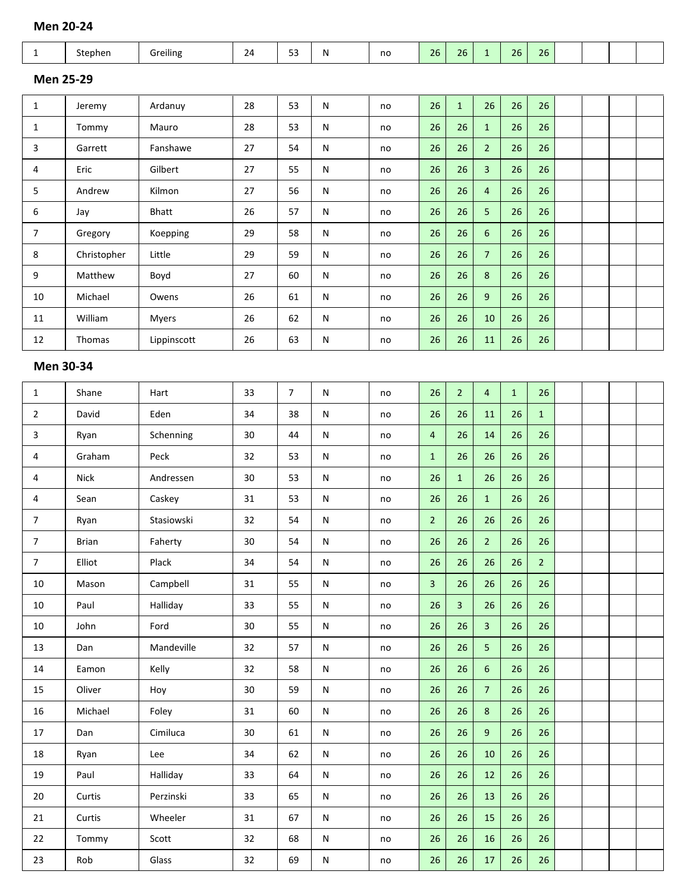## Men 20-24

| | | | | | | | | | | | | | | | |
|---|---|---|---|---|---|---|---|---|---|---|---|---|---|---|---|
| 1 | Stephen | Greiling | 24 | 53 | N | no | 26 | 26 | 1 | 26 | 26 | | | | |

## Men 25-29

| | | | | | | | | | | | | | | | |
|---|---|---|---|---|---|---|---|---|---|---|---|---|---|---|---|
| 1 | Jeremy | Ardanuy | 28 | 53 | N | no | 26 | 1 | 26 | 26 | 26 | | | | |
| 1 | Tommy | Mauro | 28 | 53 | N | no | 26 | 26 | 1 | 26 | 26 | | | | |
| 3 | Garrett | Fanshawe | 27 | 54 | N | no | 26 | 26 | 2 | 26 | 26 | | | | |
| 4 | Eric | Gilbert | 27 | 55 | N | no | 26 | 26 | 3 | 26 | 26 | | | | |
| 5 | Andrew | Kilmon | 27 | 56 | N | no | 26 | 26 | 4 | 26 | 26 | | | | |
| 6 | Jay | Bhatt | 26 | 57 | N | no | 26 | 26 | 5 | 26 | 26 | | | | |
| 7 | Gregory | Koepping | 29 | 58 | N | no | 26 | 26 | 6 | 26 | 26 | | | | |
| 8 | Christopher | Little | 29 | 59 | N | no | 26 | 26 | 7 | 26 | 26 | | | | |
| 9 | Matthew | Boyd | 27 | 60 | N | no | 26 | 26 | 8 | 26 | 26 | | | | |
| 10 | Michael | Owens | 26 | 61 | N | no | 26 | 26 | 9 | 26 | 26 | | | | |
| 11 | William | Myers | 26 | 62 | N | no | 26 | 26 | 10 | 26 | 26 | | | | |
| 12 | Thomas | Lippinscott | 26 | 63 | N | no | 26 | 26 | 11 | 26 | 26 | | | | |

## Men 30-34

| | | | | | | | | | | | | | | | |
|---|---|---|---|---|---|---|---|---|---|---|---|---|---|---|---|
| 1 | Shane | Hart | 33 | 7 | N | no | 26 | 2 | 4 | 1 | 26 | | | | |
| 2 | David | Eden | 34 | 38 | N | no | 26 | 26 | 11 | 26 | 1 | | | | |
| 3 | Ryan | Schenning | 30 | 44 | N | no | 4 | 26 | 14 | 26 | 26 | | | | |
| 4 | Graham | Peck | 32 | 53 | N | no | 1 | 26 | 26 | 26 | 26 | | | | |
| 4 | Nick | Andressen | 30 | 53 | N | no | 26 | 1 | 26 | 26 | 26 | | | | |
| 4 | Sean | Caskey | 31 | 53 | N | no | 26 | 26 | 1 | 26 | 26 | | | | |
| 7 | Ryan | Stasiowski | 32 | 54 | N | no | 2 | 26 | 26 | 26 | 26 | | | | |
| 7 | Brian | Faherty | 30 | 54 | N | no | 26 | 26 | 2 | 26 | 26 | | | | |
| 7 | Elliot | Plack | 34 | 54 | N | no | 26 | 26 | 26 | 26 | 2 | | | | |
| 10 | Mason | Campbell | 31 | 55 | N | no | 3 | 26 | 26 | 26 | 26 | | | | |
| 10 | Paul | Halliday | 33 | 55 | N | no | 26 | 3 | 26 | 26 | 26 | | | | |
| 10 | John | Ford | 30 | 55 | N | no | 26 | 26 | 3 | 26 | 26 | | | | |
| 13 | Dan | Mandeville | 32 | 57 | N | no | 26 | 26 | 5 | 26 | 26 | | | | |
| 14 | Eamon | Kelly | 32 | 58 | N | no | 26 | 26 | 6 | 26 | 26 | | | | |
| 15 | Oliver | Hoy | 30 | 59 | N | no | 26 | 26 | 7 | 26 | 26 | | | | |
| 16 | Michael | Foley | 31 | 60 | N | no | 26 | 26 | 8 | 26 | 26 | | | | |
| 17 | Dan | Cimiluca | 30 | 61 | N | no | 26 | 26 | 9 | 26 | 26 | | | | |
| 18 | Ryan | Lee | 34 | 62 | N | no | 26 | 26 | 10 | 26 | 26 | | | | |
| 19 | Paul | Halliday | 33 | 64 | N | no | 26 | 26 | 12 | 26 | 26 | | | | |
| 20 | Curtis | Perzinski | 33 | 65 | N | no | 26 | 26 | 13 | 26 | 26 | | | | |
| 21 | Curtis | Wheeler | 31 | 67 | N | no | 26 | 26 | 15 | 26 | 26 | | | | |
| 22 | Tommy | Scott | 32 | 68 | N | no | 26 | 26 | 16 | 26 | 26 | | | | |
| 23 | Rob | Glass | 32 | 69 | N | no | 26 | 26 | 17 | 26 | 26 | | | | |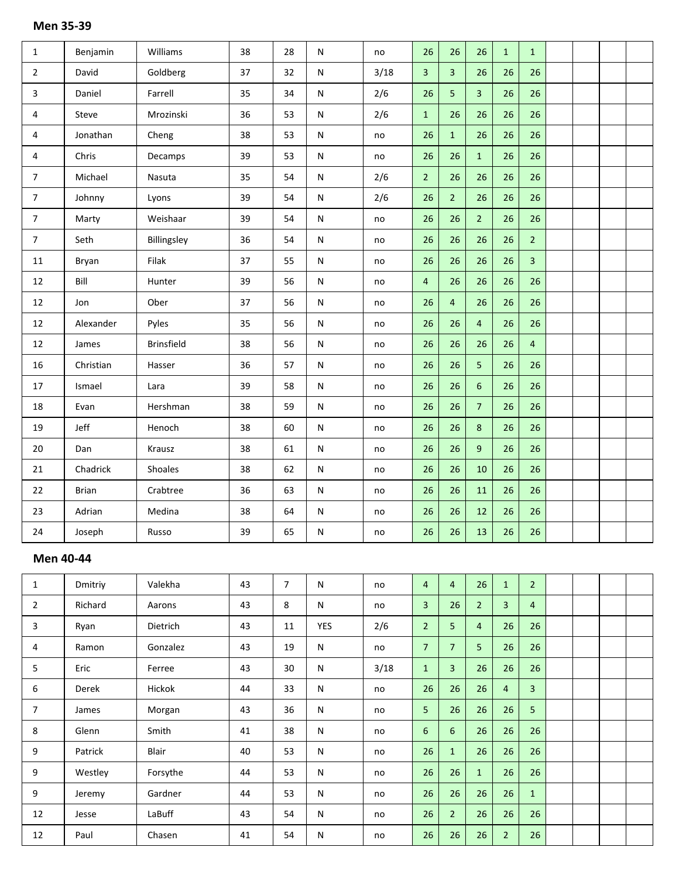### Men 35-39

| | | | | | | | | | | | | | | | |
|---|---|---|---|---|---|---|---|---|---|---|---|---|---|---|---|
| 1 | Benjamin | Williams | 38 | 28 | N | no | 26 | 26 | 26 | 1 | 1 | | | | |
| 2 | David | Goldberg | 37 | 32 | N | 3/18 | 3 | 3 | 26 | 26 | 26 | | | | |
| 3 | Daniel | Farrell | 35 | 34 | N | 2/6 | 26 | 5 | 3 | 26 | 26 | | | | |
| 4 | Steve | Mrozinski | 36 | 53 | N | 2/6 | 1 | 26 | 26 | 26 | 26 | | | | |
| 4 | Jonathan | Cheng | 38 | 53 | N | no | 26 | 1 | 26 | 26 | 26 | | | | |
| 4 | Chris | Decamps | 39 | 53 | N | no | 26 | 26 | 1 | 26 | 26 | | | | |
| 7 | Michael | Nasuta | 35 | 54 | N | 2/6 | 2 | 26 | 26 | 26 | 26 | | | | |
| 7 | Johnny | Lyons | 39 | 54 | N | 2/6 | 26 | 2 | 26 | 26 | 26 | | | | |
| 7 | Marty | Weishaar | 39 | 54 | N | no | 26 | 26 | 2 | 26 | 26 | | | | |
| 7 | Seth | Billingsley | 36 | 54 | N | no | 26 | 26 | 26 | 26 | 2 | | | | |
| 11 | Bryan | Filak | 37 | 55 | N | no | 26 | 26 | 26 | 26 | 3 | | | | |
| 12 | Bill | Hunter | 39 | 56 | N | no | 4 | 26 | 26 | 26 | 26 | | | | |
| 12 | Jon | Ober | 37 | 56 | N | no | 26 | 4 | 26 | 26 | 26 | | | | |
| 12 | Alexander | Pyles | 35 | 56 | N | no | 26 | 26 | 4 | 26 | 26 | | | | |
| 12 | James | Brinsfield | 38 | 56 | N | no | 26 | 26 | 26 | 26 | 4 | | | | |
| 16 | Christian | Hasser | 36 | 57 | N | no | 26 | 26 | 5 | 26 | 26 | | | | |
| 17 | Ismael | Lara | 39 | 58 | N | no | 26 | 26 | 6 | 26 | 26 | | | | |
| 18 | Evan | Hershman | 38 | 59 | N | no | 26 | 26 | 7 | 26 | 26 | | | | |
| 19 | Jeff | Henoch | 38 | 60 | N | no | 26 | 26 | 8 | 26 | 26 | | | | |
| 20 | Dan | Krausz | 38 | 61 | N | no | 26 | 26 | 9 | 26 | 26 | | | | |
| 21 | Chadrick | Shoales | 38 | 62 | N | no | 26 | 26 | 10 | 26 | 26 | | | | |
| 22 | Brian | Crabtree | 36 | 63 | N | no | 26 | 26 | 11 | 26 | 26 | | | | |
| 23 | Adrian | Medina | 38 | 64 | N | no | 26 | 26 | 12 | 26 | 26 | | | | |
| 24 | Joseph | Russo | 39 | 65 | N | no | 26 | 26 | 13 | 26 | 26 | | | | |

### Men 40-44

| | | | | | | | | | | | | | | | |
|---|---|---|---|---|---|---|---|---|---|---|---|---|---|---|---|
| 1 | Dmitriy | Valekha | 43 | 7 | N | no | 4 | 4 | 26 | 1 | 2 | | | | |
| 2 | Richard | Aarons | 43 | 8 | N | no | 3 | 26 | 2 | 3 | 4 | | | | |
| 3 | Ryan | Dietrich | 43 | 11 | YES | 2/6 | 2 | 5 | 4 | 26 | 26 | | | | |
| 4 | Ramon | Gonzalez | 43 | 19 | N | no | 7 | 7 | 5 | 26 | 26 | | | | |
| 5 | Eric | Ferree | 43 | 30 | N | 3/18 | 1 | 3 | 26 | 26 | 26 | | | | |
| 6 | Derek | Hickok | 44 | 33 | N | no | 26 | 26 | 26 | 4 | 3 | | | | |
| 7 | James | Morgan | 43 | 36 | N | no | 5 | 26 | 26 | 26 | 5 | | | | |
| 8 | Glenn | Smith | 41 | 38 | N | no | 6 | 6 | 26 | 26 | 26 | | | | |
| 9 | Patrick | Blair | 40 | 53 | N | no | 26 | 1 | 26 | 26 | 26 | | | | |
| 9 | Westley | Forsythe | 44 | 53 | N | no | 26 | 26 | 1 | 26 | 26 | | | | |
| 9 | Jeremy | Gardner | 44 | 53 | N | no | 26 | 26 | 26 | 26 | 1 | | | | |
| 12 | Jesse | LaBuff | 43 | 54 | N | no | 26 | 2 | 26 | 26 | 26 | | | | |
| 12 | Paul | Chasen | 41 | 54 | N | no | 26 | 26 | 26 | 2 | 26 | | | | |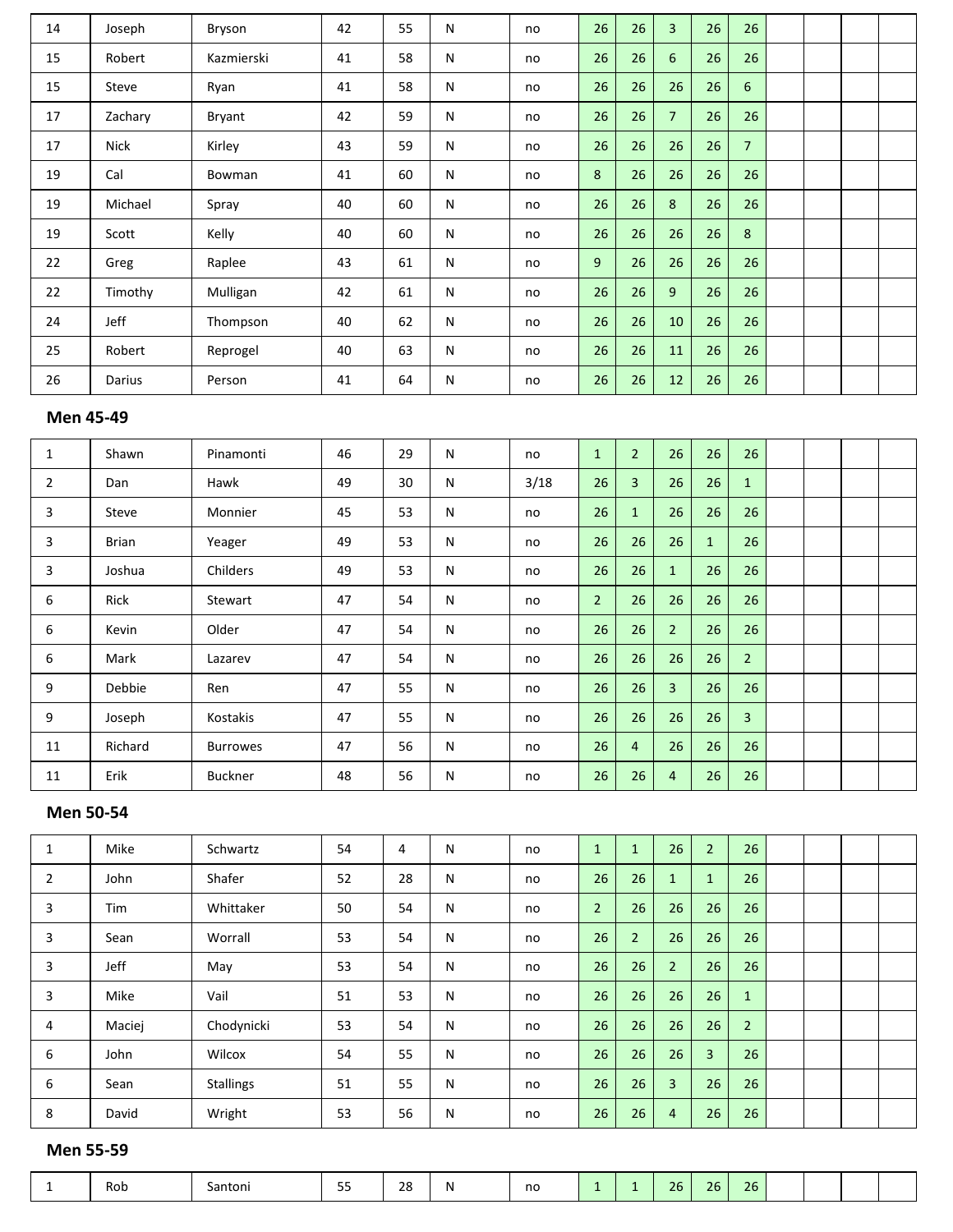| | | | | | | | | | | | | | | | |
|---|---|---|---|---|---|---|---|---|---|---|---|---|---|---|---|
| 14 | Joseph | Bryson | 42 | 55 | N | no | 26 | 26 | 3 | 26 | 26 | | | | |
| 15 | Robert | Kazmierski | 41 | 58 | N | no | 26 | 26 | 6 | 26 | 26 | | | | |
| 15 | Steve | Ryan | 41 | 58 | N | no | 26 | 26 | 26 | 26 | 6 | | | | |
| 17 | Zachary | Bryant | 42 | 59 | N | no | 26 | 26 | 7 | 26 | 26 | | | | |
| 17 | Nick | Kirley | 43 | 59 | N | no | 26 | 26 | 26 | 26 | 7 | | | | |
| 19 | Cal | Bowman | 41 | 60 | N | no | 8 | 26 | 26 | 26 | 26 | | | | |
| 19 | Michael | Spray | 40 | 60 | N | no | 26 | 26 | 8 | 26 | 26 | | | | |
| 19 | Scott | Kelly | 40 | 60 | N | no | 26 | 26 | 26 | 26 | 8 | | | | |
| 22 | Greg | Raplee | 43 | 61 | N | no | 9 | 26 | 26 | 26 | 26 | | | | |
| 22 | Timothy | Mulligan | 42 | 61 | N | no | 26 | 26 | 9 | 26 | 26 | | | | |
| 24 | Jeff | Thompson | 40 | 62 | N | no | 26 | 26 | 10 | 26 | 26 | | | | |
| 25 | Robert | Reprogel | 40 | 63 | N | no | 26 | 26 | 11 | 26 | 26 | | | | |
| 26 | Darius | Person | 41 | 64 | N | no | 26 | 26 | 12 | 26 | 26 | | | | |

### Men 45-49

| | | | | | | | | | | | | | | | |
|---|---|---|---|---|---|---|---|---|---|---|---|---|---|---|---|
| 1 | Shawn | Pinamonti | 46 | 29 | N | no | 1 | 2 | 26 | 26 | 26 | | | | |
| 2 | Dan | Hawk | 49 | 30 | N | 3/18 | 26 | 3 | 26 | 26 | 1 | | | | |
| 3 | Steve | Monnier | 45 | 53 | N | no | 26 | 1 | 26 | 26 | 26 | | | | |
| 3 | Brian | Yeager | 49 | 53 | N | no | 26 | 26 | 26 | 1 | 26 | | | | |
| 3 | Joshua | Childers | 49 | 53 | N | no | 26 | 26 | 1 | 26 | 26 | | | | |
| 6 | Rick | Stewart | 47 | 54 | N | no | 2 | 26 | 26 | 26 | 26 | | | | |
| 6 | Kevin | Older | 47 | 54 | N | no | 26 | 26 | 2 | 26 | 26 | | | | |
| 6 | Mark | Lazarev | 47 | 54 | N | no | 26 | 26 | 26 | 26 | 2 | | | | |
| 9 | Debbie | Ren | 47 | 55 | N | no | 26 | 26 | 3 | 26 | 26 | | | | |
| 9 | Joseph | Kostakis | 47 | 55 | N | no | 26 | 26 | 26 | 26 | 3 | | | | |
| 11 | Richard | Burrowes | 47 | 56 | N | no | 26 | 4 | 26 | 26 | 26 | | | | |
| 11 | Erik | Buckner | 48 | 56 | N | no | 26 | 26 | 4 | 26 | 26 | | | | |

### Men 50-54

| | | | | | | | | | | | | | | | |
|---|---|---|---|---|---|---|---|---|---|---|---|---|---|---|---|
| 1 | Mike | Schwartz | 54 | 4 | N | no | 1 | 1 | 26 | 2 | 26 | | | | |
| 2 | John | Shafer | 52 | 28 | N | no | 26 | 26 | 1 | 1 | 26 | | | | |
| 3 | Tim | Whittaker | 50 | 54 | N | no | 2 | 26 | 26 | 26 | 26 | | | | |
| 3 | Sean | Worrall | 53 | 54 | N | no | 26 | 2 | 26 | 26 | 26 | | | | |
| 3 | Jeff | May | 53 | 54 | N | no | 26 | 26 | 2 | 26 | 26 | | | | |
| 3 | Mike | Vail | 51 | 53 | N | no | 26 | 26 | 26 | 26 | 1 | | | | |
| 4 | Maciej | Chodynicki | 53 | 54 | N | no | 26 | 26 | 26 | 26 | 2 | | | | |
| 6 | John | Wilcox | 54 | 55 | N | no | 26 | 26 | 26 | 3 | 26 | | | | |
| 6 | Sean | Stallings | 51 | 55 | N | no | 26 | 26 | 3 | 26 | 26 | | | | |
| 8 | David | Wright | 53 | 56 | N | no | 26 | 26 | 4 | 26 | 26 | | | | |

### Men 55-59

| | | | | | | | | | | | | | | | |
|---|---|---|---|---|---|---|---|---|---|---|---|---|---|---|---|
| 1 | Rob | Santoni | 55 | 28 | N | no | 1 | 1 | 26 | 26 | 26 | | | | |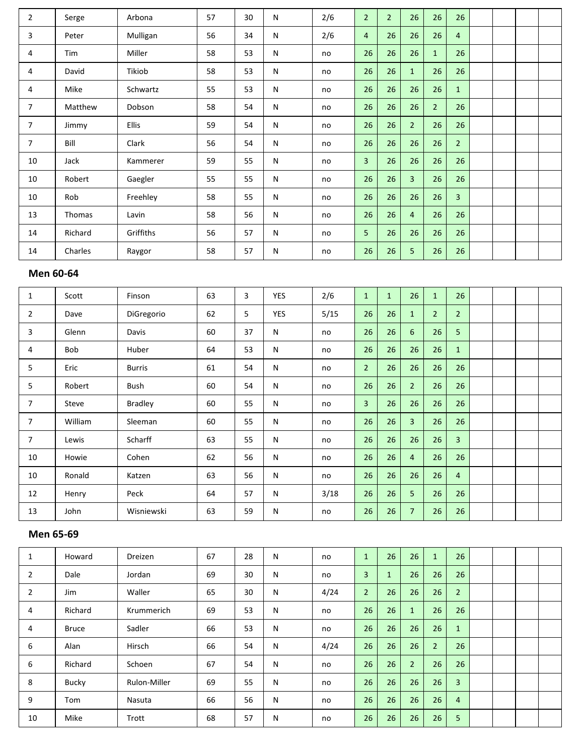| | | | | | | | | | | | | | | | |
|---|---|---|---|---|---|---|---|---|---|---|---|---|---|---|---|
| 2 | Serge | Arbona | 57 | 30 | N | 2/6 | 2 | 2 | 26 | 26 | 26 | | | | |
| 3 | Peter | Mulligan | 56 | 34 | N | 2/6 | 4 | 26 | 26 | 26 | 4 | | | | |
| 4 | Tim | Miller | 58 | 53 | N | no | 26 | 26 | 26 | 1 | 26 | | | | |
| 4 | David | Tikiob | 58 | 53 | N | no | 26 | 26 | 1 | 26 | 26 | | | | |
| 4 | Mike | Schwartz | 55 | 53 | N | no | 26 | 26 | 26 | 26 | 1 | | | | |
| 7 | Matthew | Dobson | 58 | 54 | N | no | 26 | 26 | 26 | 2 | 26 | | | | |
| 7 | Jimmy | Ellis | 59 | 54 | N | no | 26 | 26 | 2 | 26 | 26 | | | | |
| 7 | Bill | Clark | 56 | 54 | N | no | 26 | 26 | 26 | 26 | 2 | | | | |
| 10 | Jack | Kammerer | 59 | 55 | N | no | 3 | 26 | 26 | 26 | 26 | | | | |
| 10 | Robert | Gaegler | 55 | 55 | N | no | 26 | 26 | 3 | 26 | 26 | | | | |
| 10 | Rob | Freehley | 58 | 55 | N | no | 26 | 26 | 26 | 26 | 3 | | | | |
| 13 | Thomas | Lavin | 58 | 56 | N | no | 26 | 26 | 4 | 26 | 26 | | | | |
| 14 | Richard | Griffiths | 56 | 57 | N | no | 5 | 26 | 26 | 26 | 26 | | | | |
| 14 | Charles | Raygor | 58 | 57 | N | no | 26 | 26 | 5 | 26 | 26 | | | | |

**Men 60-64**

| | | | | | | | | | | | | | | | |
|---|---|---|---|---|---|---|---|---|---|---|---|---|---|---|---|
| 1 | Scott | Finson | 63 | 3 | YES | 2/6 | 1 | 1 | 26 | 1 | 26 | | | | |
| 2 | Dave | DiGregorio | 62 | 5 | YES | 5/15 | 26 | 26 | 1 | 2 | 2 | | | | |
| 3 | Glenn | Davis | 60 | 37 | N | no | 26 | 26 | 6 | 26 | 5 | | | | |
| 4 | Bob | Huber | 64 | 53 | N | no | 26 | 26 | 26 | 26 | 1 | | | | |
| 5 | Eric | Burris | 61 | 54 | N | no | 2 | 26 | 26 | 26 | 26 | | | | |
| 5 | Robert | Bush | 60 | 54 | N | no | 26 | 26 | 2 | 26 | 26 | | | | |
| 7 | Steve | Bradley | 60 | 55 | N | no | 3 | 26 | 26 | 26 | 26 | | | | |
| 7 | William | Sleeman | 60 | 55 | N | no | 26 | 26 | 3 | 26 | 26 | | | | |
| 7 | Lewis | Scharff | 63 | 55 | N | no | 26 | 26 | 26 | 26 | 3 | | | | |
| 10 | Howie | Cohen | 62 | 56 | N | no | 26 | 26 | 4 | 26 | 26 | | | | |
| 10 | Ronald | Katzen | 63 | 56 | N | no | 26 | 26 | 26 | 26 | 4 | | | | |
| 12 | Henry | Peck | 64 | 57 | N | 3/18 | 26 | 26 | 5 | 26 | 26 | | | | |
| 13 | John | Wisniewski | 63 | 59 | N | no | 26 | 26 | 7 | 26 | 26 | | | | |

**Men 65-69**

| | | | | | | | | | | | | | | | |
|---|---|---|---|---|---|---|---|---|---|---|---|---|---|---|---|
| 1 | Howard | Dreizen | 67 | 28 | N | no | 1 | 26 | 26 | 1 | 26 | | | | |
| 2 | Dale | Jordan | 69 | 30 | N | no | 3 | 1 | 26 | 26 | 26 | | | | |
| 2 | Jim | Waller | 65 | 30 | N | 4/24 | 2 | 26 | 26 | 26 | 2 | | | | |
| 4 | Richard | Krummerich | 69 | 53 | N | no | 26 | 26 | 1 | 26 | 26 | | | | |
| 4 | Bruce | Sadler | 66 | 53 | N | no | 26 | 26 | 26 | 26 | 1 | | | | |
| 6 | Alan | Hirsch | 66 | 54 | N | 4/24 | 26 | 26 | 26 | 2 | 26 | | | | |
| 6 | Richard | Schoen | 67 | 54 | N | no | 26 | 26 | 2 | 26 | 26 | | | | |
| 8 | Bucky | Rulon-Miller | 69 | 55 | N | no | 26 | 26 | 26 | 26 | 3 | | | | |
| 9 | Tom | Nasuta | 66 | 56 | N | no | 26 | 26 | 26 | 26 | 4 | | | | |
| 10 | Mike | Trott | 68 | 57 | N | no | 26 | 26 | 26 | 26 | 5 | | | | |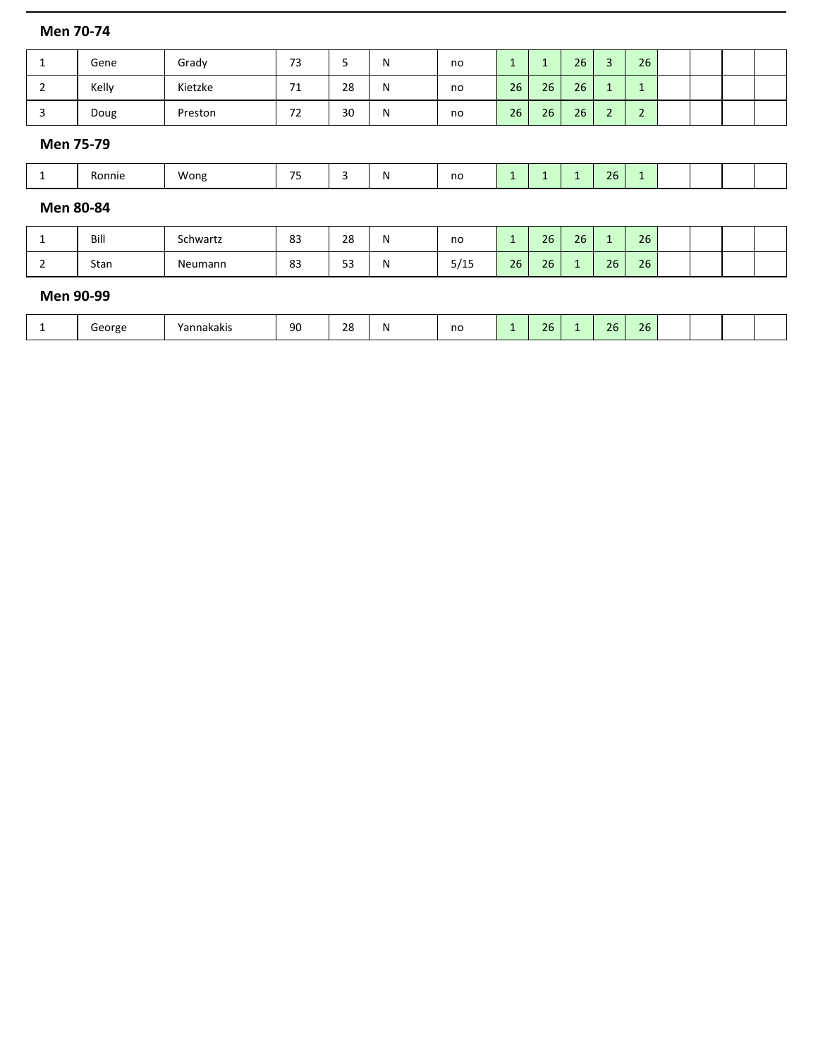### Men 70-74

| | | | | | | | | | | | | | | | |
|---|---|---|---|---|---|---|---|---|---|---|---|---|---|---|---|
| 1 | Gene | Grady | 73 | 5 | N | no | 1 | 1 | 26 | 3 | 26 | | | | |
| 2 | Kelly | Kietzke | 71 | 28 | N | no | 26 | 26 | 26 | 1 | 1 | | | | |
| 3 | Doug | Preston | 72 | 30 | N | no | 26 | 26 | 26 | 2 | 2 | | | | |

### Men 75-79

| | | | | | | | | | | | | | | | |
|---|---|---|---|---|---|---|---|---|---|---|---|---|---|---|---|
| 1 | Ronnie | Wong | 75 | 3 | N | no | 1 | 1 | 1 | 26 | 1 | | | | |

### Men 80-84

| | | | | | | | | | | | | | | | |
|---|---|---|---|---|---|---|---|---|---|---|---|---|---|---|---|
| 1 | Bill | Schwartz | 83 | 28 | N | no | 1 | 26 | 26 | 1 | 26 | | | | |
| 2 | Stan | Neumann | 83 | 53 | N | 5/15 | 26 | 26 | 1 | 26 | 26 | | | | |

### Men 90-99

| | | | | | | | | | | | | | | | |
|---|---|---|---|---|---|---|---|---|---|---|---|---|---|---|---|
| 1 | George | Yannakakis | 90 | 28 | N | no | 1 | 26 | 1 | 26 | 26 | | | | |